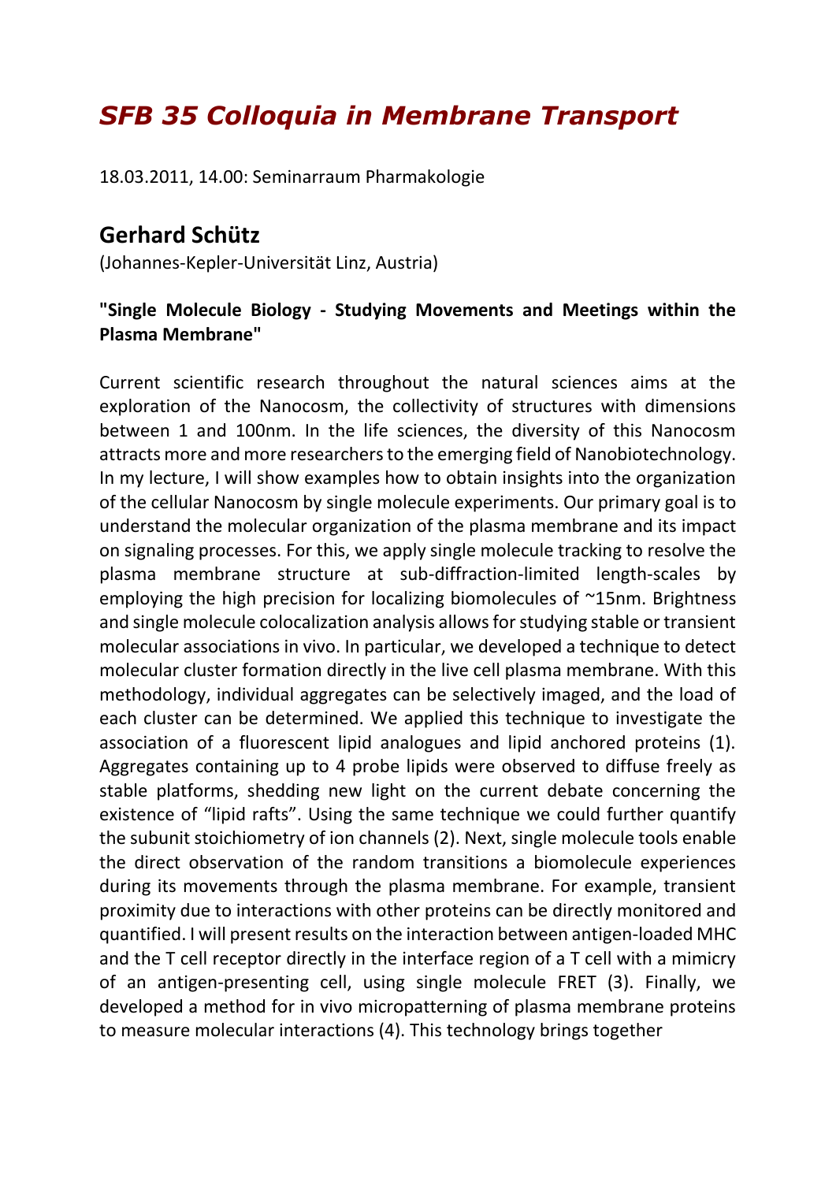# *SFB 35 Colloquia in Membrane Transport*

18.03.2011, 14.00: Seminarraum Pharmakologie

## Gerhard Schütz

(Johannes-Kepler-Universität Linz, Austria)

### "Single Molecule Biology - Studying Movements and Meetings within the Plasma Membrane"

Current scientific research throughout the natural sciences aims at the exploration of the Nanocosm, the collectivity of structures with dimensions between 1 and 100nm. In the life sciences, the diversity of this Nanocosm attracts more and more researchers to the emerging field of Nanobiotechnology. In my lecture, I will show examples how to obtain insights into the organization of the cellular Nanocosm by single molecule experiments. Our primary goal is to understand the molecular organization of the plasma membrane and its impact on signaling processes. For this, we apply single molecule tracking to resolve the plasma membrane structure at sub-diffraction-limited length-scales by employing the high precision for localizing biomolecules of ~15nm. Brightness and single molecule colocalization analysis allows for studying stable or transient molecular associations in vivo. In particular, we developed a technique to detect molecular cluster formation directly in the live cell plasma membrane. With this methodology, individual aggregates can be selectively imaged, and the load of each cluster can be determined. We applied this technique to investigate the association of a fluorescent lipid analogues and lipid anchored proteins (1). Aggregates containing up to 4 probe lipids were observed to diffuse freely as stable platforms, shedding new light on the current debate concerning the existence of “lipid rafts”. Using the same technique we could further quantify the subunit stoichiometry of ion channels (2). Next, single molecule tools enable the direct observation of the random transitions a biomolecule experiences during its movements through the plasma membrane. For example, transient proximity due to interactions with other proteins can be directly monitored and quantified. I will present results on the interaction between antigen-loaded MHC and the T cell receptor directly in the interface region of a T cell with a mimicry of an antigen-presenting cell, using single molecule FRET (3). Finally, we developed a method for in vivo micropatterning of plasma membrane proteins to measure molecular interactions (4). This technology brings together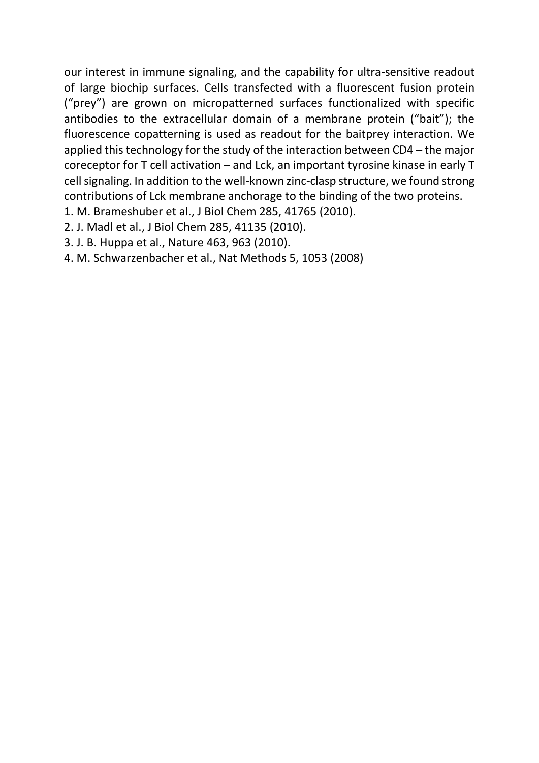our interest in immune signaling, and the capability for ultra-sensitive readout of large biochip surfaces. Cells transfected with a fluorescent fusion protein ("prey") are grown on micropatterned surfaces functionalized with specific antibodies to the extracellular domain of a membrane protein ("bait"); the fluorescence copatterning is used as readout for the baitprey interaction. We applied this technology for the study of the interaction between CD4 – the major coreceptor for T cell activation – and Lck, an important tyrosine kinase in early T cell signaling. In addition to the well-known zinc-clasp structure, we found strong contributions of Lck membrane anchorage to the binding of the two proteins.

1. M. Brameshuber et al., J Biol Chem 285, 41765 (2010).
2. J. Madl et al., J Biol Chem 285, 41135 (2010).
3. J. B. Huppa et al., Nature 463, 963 (2010).
4. M. Schwarzenbacher et al., Nat Methods 5, 1053 (2008)